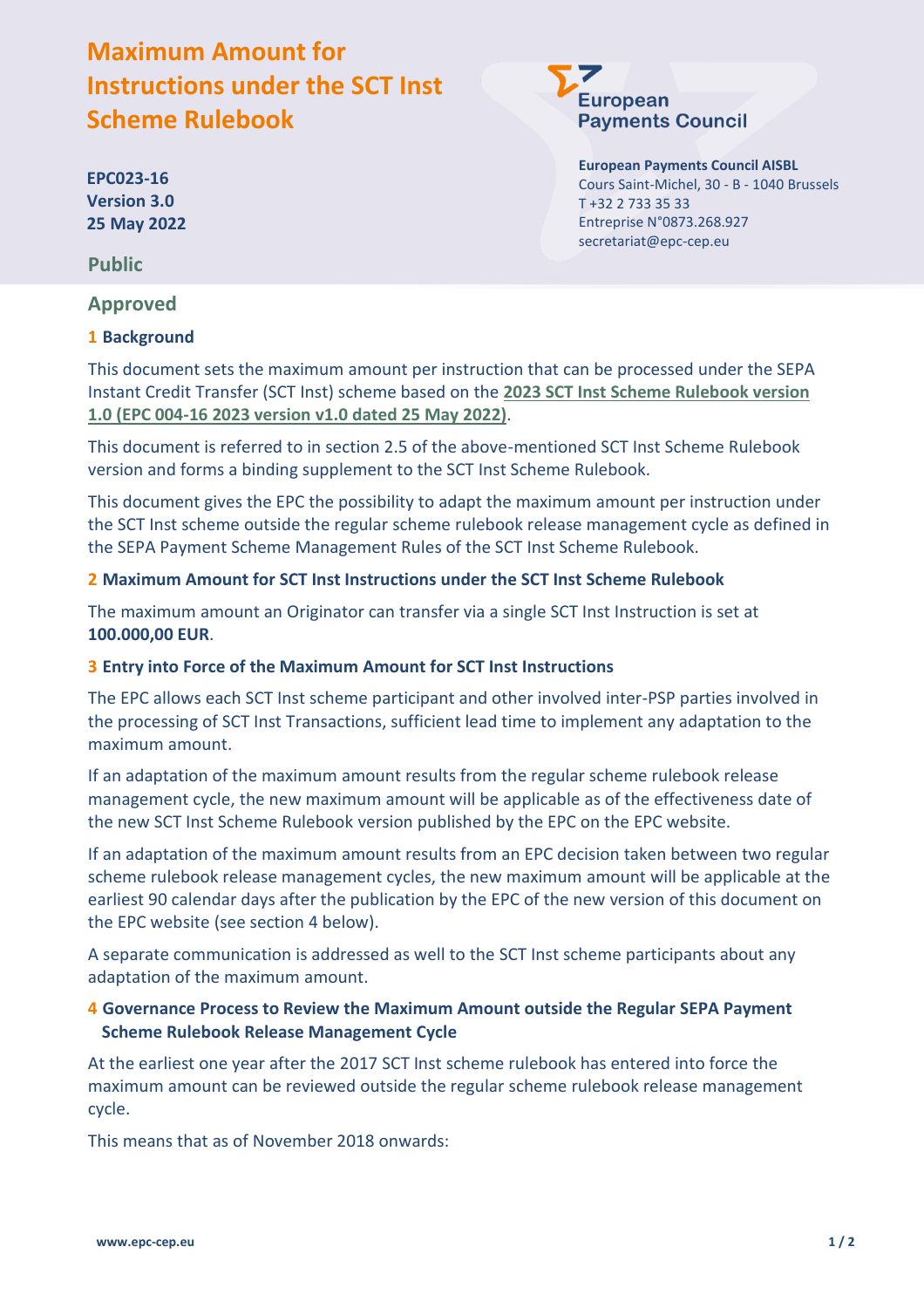# Maximum Amount for Instructions under the SCT Inst Scheme Rulebook

**EPC023-16**
**Version 3.0**
**25 May 2022**

**European Payments Council AISBL**
Cours Saint-Michel, 30 - B - 1040 Brussels
T +32 2 733 35 33
Entreprise N°0873.268.927
secretariat@epc-cep.eu

**Public**

**Approved**

## 1 Background

This document sets the maximum amount per instruction that can be processed under the SEPA Instant Credit Transfer (SCT Inst) scheme based on the **2023 SCT Inst Scheme Rulebook version 1.0 (EPC 004-16 2023 version v1.0 dated 25 May 2022)**.

This document is referred to in section 2.5 of the above-mentioned SCT Inst Scheme Rulebook version and forms a binding supplement to the SCT Inst Scheme Rulebook.

This document gives the EPC the possibility to adapt the maximum amount per instruction under the SCT Inst scheme outside the regular scheme rulebook release management cycle as defined in the SEPA Payment Scheme Management Rules of the SCT Inst Scheme Rulebook.

## 2 Maximum Amount for SCT Inst Instructions under the SCT Inst Scheme Rulebook

The maximum amount an Originator can transfer via a single SCT Inst Instruction is set at **100.000,00 EUR**.

## 3 Entry into Force of the Maximum Amount for SCT Inst Instructions

The EPC allows each SCT Inst scheme participant and other involved inter-PSP parties involved in the processing of SCT Inst Transactions, sufficient lead time to implement any adaptation to the maximum amount.

If an adaptation of the maximum amount results from the regular scheme rulebook release management cycle, the new maximum amount will be applicable as of the effectiveness date of the new SCT Inst Scheme Rulebook version published by the EPC on the EPC website.

If an adaptation of the maximum amount results from an EPC decision taken between two regular scheme rulebook release management cycles, the new maximum amount will be applicable at the earliest 90 calendar days after the publication by the EPC of the new version of this document on the EPC website (see section 4 below).

A separate communication is addressed as well to the SCT Inst scheme participants about any adaptation of the maximum amount.

## 4 Governance Process to Review the Maximum Amount outside the Regular SEPA Payment Scheme Rulebook Release Management Cycle

At the earliest one year after the 2017 SCT Inst scheme rulebook has entered into force the maximum amount can be reviewed outside the regular scheme rulebook release management cycle.

This means that as of November 2018 onwards: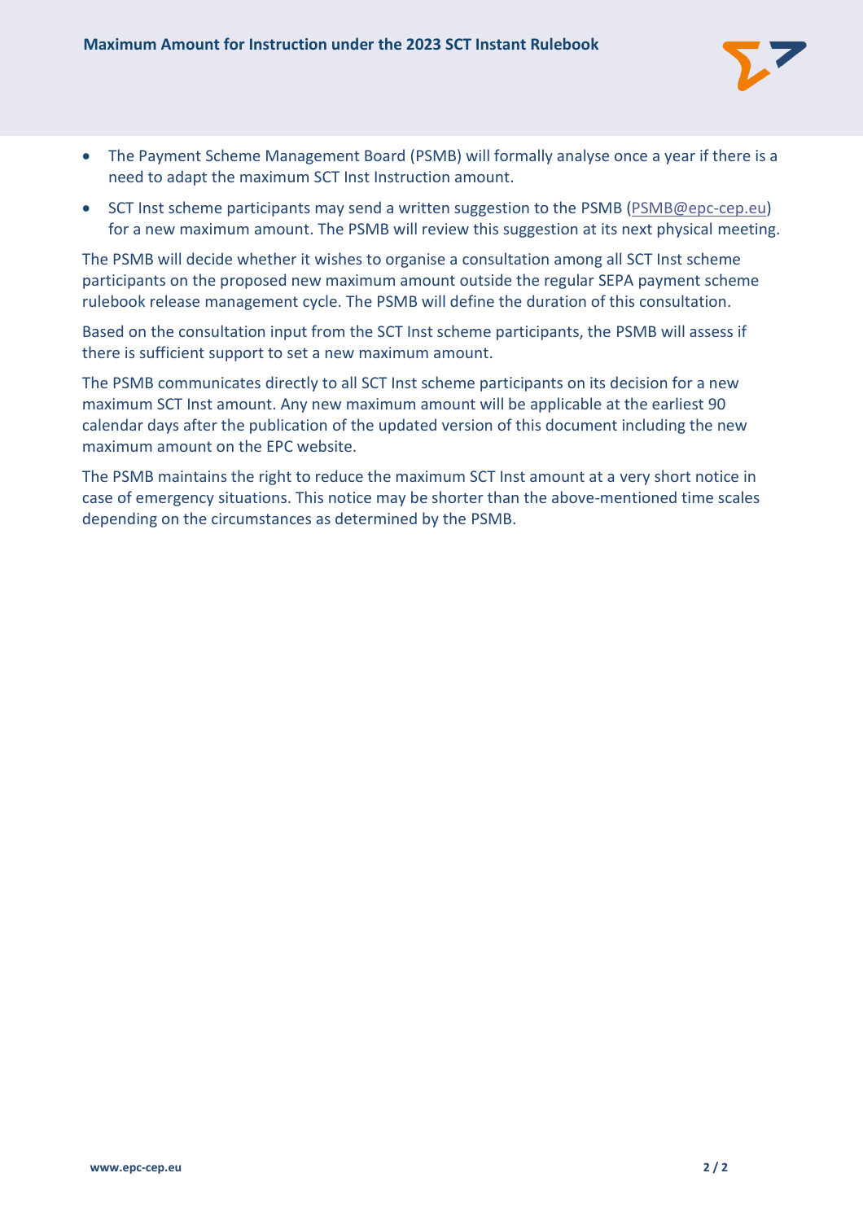- The Payment Scheme Management Board (PSMB) will formally analyse once a year if there is a need to adapt the maximum SCT Inst Instruction amount.
- SCT Inst scheme participants may send a written suggestion to the PSMB (PSMB@epc-cep.eu) for a new maximum amount. The PSMB will review this suggestion at its next physical meeting.

The PSMB will decide whether it wishes to organise a consultation among all SCT Inst scheme participants on the proposed new maximum amount outside the regular SEPA payment scheme rulebook release management cycle. The PSMB will define the duration of this consultation.

Based on the consultation input from the SCT Inst scheme participants, the PSMB will assess if there is sufficient support to set a new maximum amount.

The PSMB communicates directly to all SCT Inst scheme participants on its decision for a new maximum SCT Inst amount. Any new maximum amount will be applicable at the earliest 90 calendar days after the publication of the updated version of this document including the new maximum amount on the EPC website.

The PSMB maintains the right to reduce the maximum SCT Inst amount at a very short notice in case of emergency situations. This notice may be shorter than the above-mentioned time scales depending on the circumstances as determined by the PSMB.